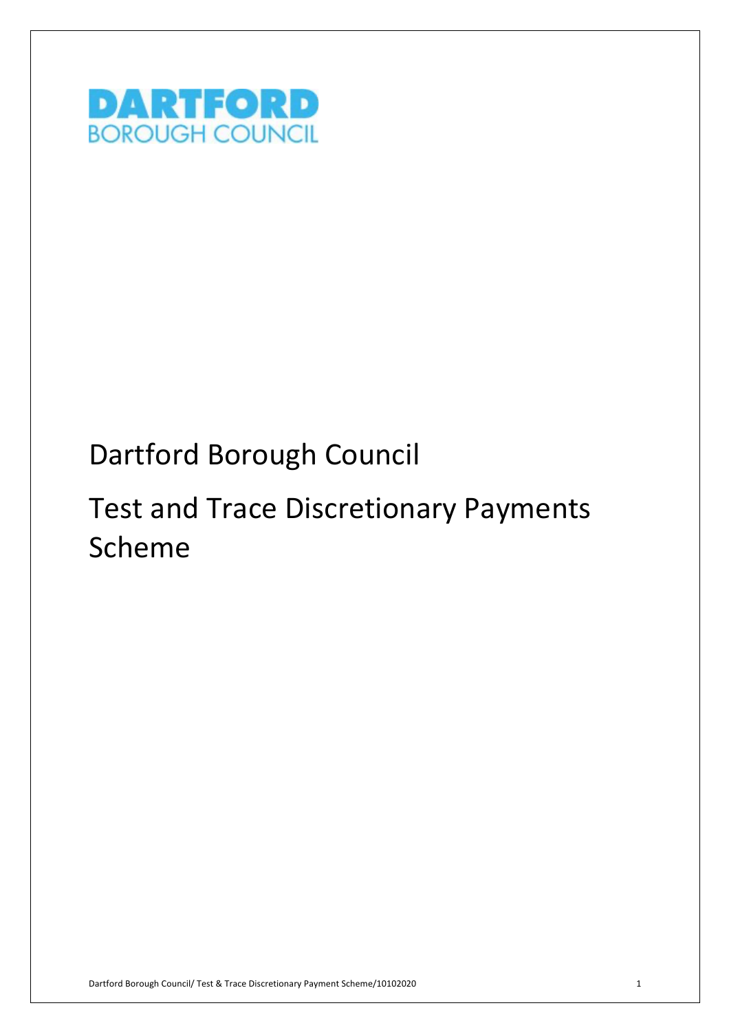DARTFORD
BOROUGH COUNCIL

# Dartford Borough Council

# Test and Trace Discretionary Payments Scheme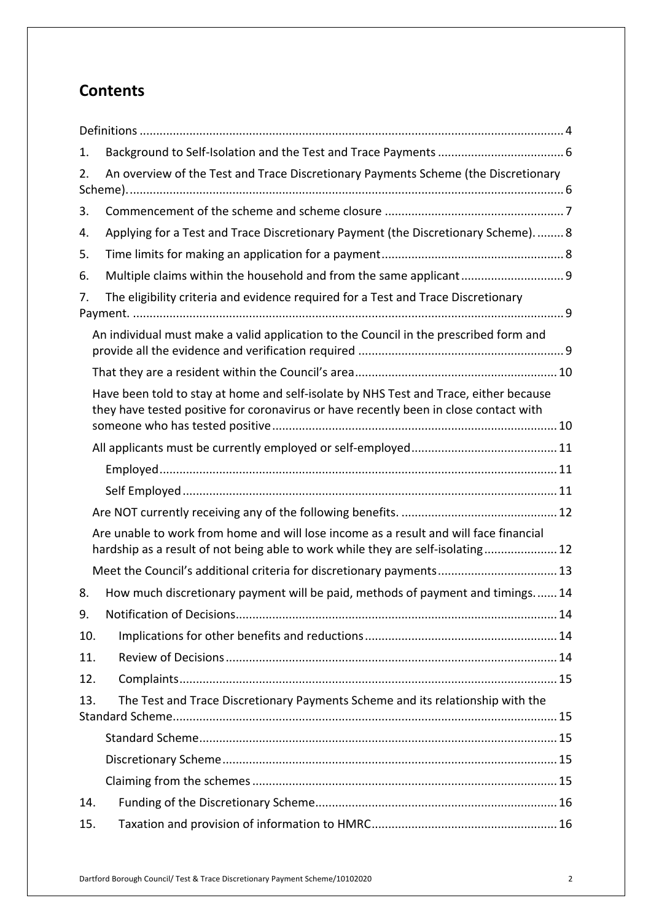## Contents

Definitions ............................................................................................................................ 4

1. Background to Self-Isolation and the Test and Trace Payments ...................................... 6
2. An overview of the Test and Trace Discretionary Payments Scheme (the Discretionary Scheme). .................................................................................................................................. 6
3. Commencement of the scheme and scheme closure ...................................................... 7
4. Applying for a Test and Trace Discretionary Payment (the Discretionary Scheme). ......... 8
5. Time limits for making an application for a payment ....................................................... 8
6. Multiple claims within the household and from the same applicant ............................... 9
7. The eligibility criteria and evidence required for a Test and Trace Discretionary Payment. ................................................................................................................................. 9
   - An individual must make a valid application to the Council in the prescribed form and provide all the evidence and verification required ............................................................. 9
   - That they are a resident within the Council's area ............................................................ 10
   - Have been told to stay at home and self-isolate by NHS Test and Trace, either because they have tested positive for coronavirus or have recently been in close contact with someone who has tested positive ..................................................................................... 10
   - All applicants must be currently employed or self-employed ............................................ 11
     - Employed ....................................................................................................................... 11
     - Self Employed ................................................................................................................ 11
   - Are NOT currently receiving any of the following benefits. ............................................... 12
   - Are unable to work from home and will lose income as a result and will face financial hardship as a result of not being able to work while they are self-isolating ...................... 12
   - Meet the Council's additional criteria for discretionary payments .................................... 13
8. How much discretionary payment will be paid, methods of payment and timings. ...... 14
9. Notification of Decisions ................................................................................................. 14
10. Implications for other benefits and reductions .......................................................... 14
11. Review of Decisions ................................................................................................... 14
12. Complaints ................................................................................................................. 15
13. The Test and Trace Discretionary Payments Scheme and its relationship with the Standard Scheme ................................................................................................................... 15
    - Standard Scheme ........................................................................................................... 15
    - Discretionary Scheme .................................................................................................... 15
    - Claiming from the schemes ........................................................................................... 15
14. Funding of the Discretionary Scheme ......................................................................... 16
15. Taxation and provision of information to HMRC ........................................................ 16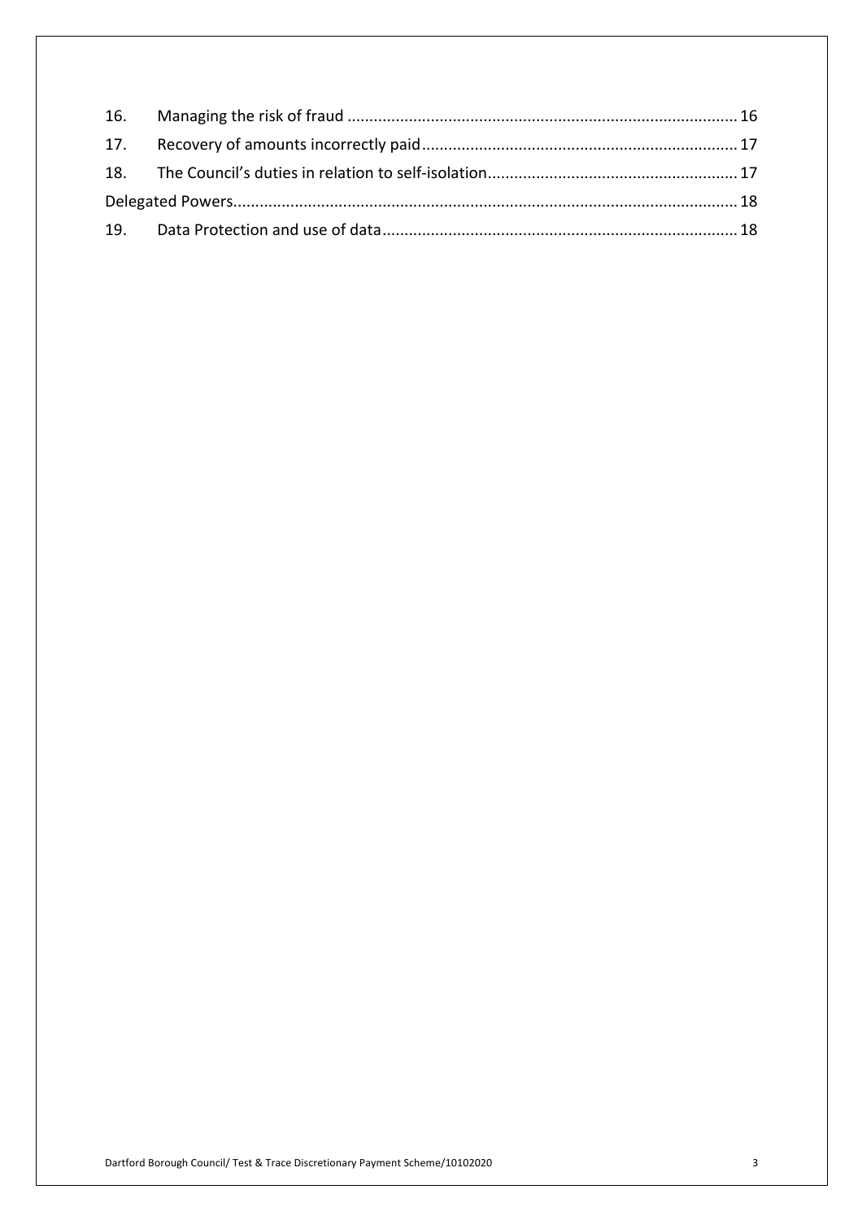16. Managing the risk of fraud ........................................................................................ 16
17. Recovery of amounts incorrectly paid ....................................................................... 17
18. The Council's duties in relation to self-isolation ......................................................... 17

Delegated Powers ................................................................................................................. 18

19. Data Protection and use of data ................................................................................ 18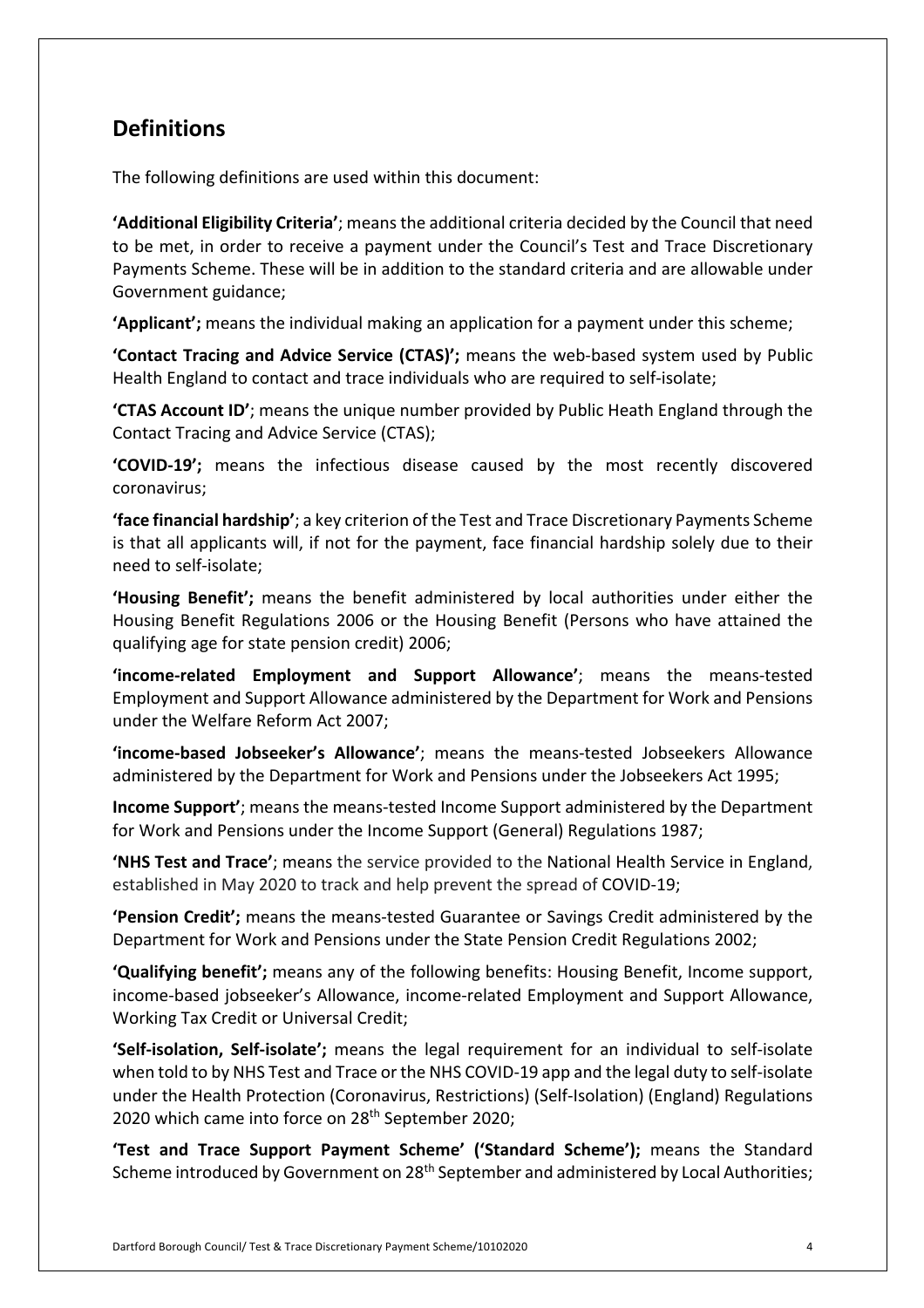## Definitions

The following definitions are used within this document:

**'Additional Eligibility Criteria'**; means the additional criteria decided by the Council that need to be met, in order to receive a payment under the Council's Test and Trace Discretionary Payments Scheme. These will be in addition to the standard criteria and are allowable under Government guidance;

**'Applicant';** means the individual making an application for a payment under this scheme;

**'Contact Tracing and Advice Service (CTAS)';** means the web-based system used by Public Health England to contact and trace individuals who are required to self-isolate;

**'CTAS Account ID'**; means the unique number provided by Public Heath England through the Contact Tracing and Advice Service (CTAS);

**'COVID-19';** means the infectious disease caused by the most recently discovered coronavirus;

**'face financial hardship'**; a key criterion of the Test and Trace Discretionary Payments Scheme is that all applicants will, if not for the payment, face financial hardship solely due to their need to self-isolate;

**'Housing Benefit';** means the benefit administered by local authorities under either the Housing Benefit Regulations 2006 or the Housing Benefit (Persons who have attained the qualifying age for state pension credit) 2006;

**'income-related Employment and Support Allowance'**; means the means-tested Employment and Support Allowance administered by the Department for Work and Pensions under the Welfare Reform Act 2007;

**'income-based Jobseeker's Allowance'**; means the means-tested Jobseekers Allowance administered by the Department for Work and Pensions under the Jobseekers Act 1995;

**Income Support'**; means the means-tested Income Support administered by the Department for Work and Pensions under the Income Support (General) Regulations 1987;

**'NHS Test and Trace'**; means the service provided to the National Health Service in England, established in May 2020 to track and help prevent the spread of COVID-19;

**'Pension Credit';** means the means-tested Guarantee or Savings Credit administered by the Department for Work and Pensions under the State Pension Credit Regulations 2002;

**'Qualifying benefit';** means any of the following benefits: Housing Benefit, Income support, income-based jobseeker's Allowance, income-related Employment and Support Allowance, Working Tax Credit or Universal Credit;

**'Self-isolation, Self-isolate';** means the legal requirement for an individual to self-isolate when told to by NHS Test and Trace or the NHS COVID-19 app and the legal duty to self-isolate under the Health Protection (Coronavirus, Restrictions) (Self-Isolation) (England) Regulations 2020 which came into force on 28th September 2020;

**'Test and Trace Support Payment Scheme' ('Standard Scheme');** means the Standard Scheme introduced by Government on 28th September and administered by Local Authorities;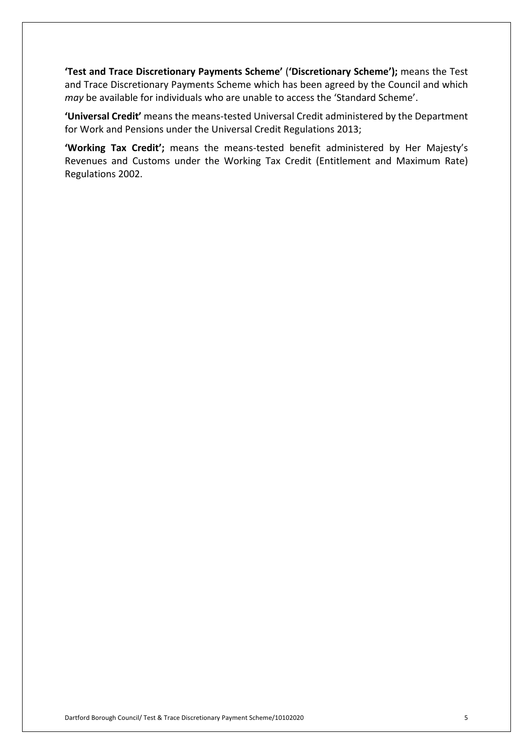**'Test and Trace Discretionary Payments Scheme'** (**'Discretionary Scheme');** means the Test and Trace Discretionary Payments Scheme which has been agreed by the Council and which *may* be available for individuals who are unable to access the 'Standard Scheme'.

**'Universal Credit'** means the means-tested Universal Credit administered by the Department for Work and Pensions under the Universal Credit Regulations 2013;

**'Working Tax Credit';** means the means-tested benefit administered by Her Majesty's Revenues and Customs under the Working Tax Credit (Entitlement and Maximum Rate) Regulations 2002.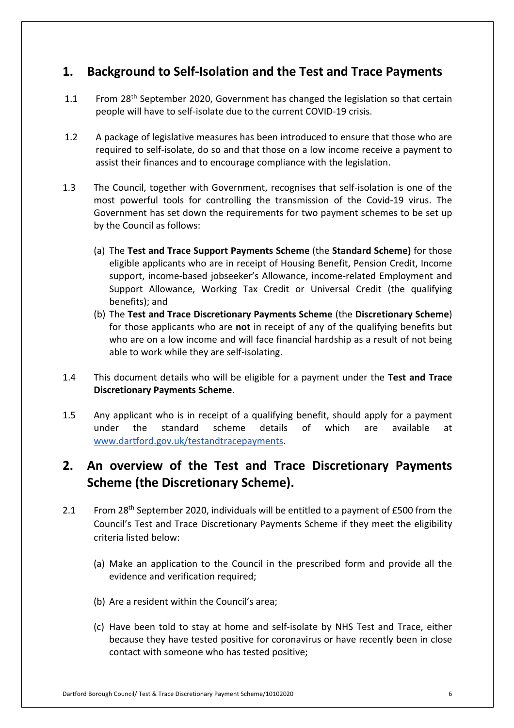## 1. Background to Self-Isolation and the Test and Trace Payments

1.1 From 28th September 2020, Government has changed the legislation so that certain people will have to self-isolate due to the current COVID-19 crisis.

1.2 A package of legislative measures has been introduced to ensure that those who are required to self-isolate, do so and that those on a low income receive a payment to assist their finances and to encourage compliance with the legislation.

1.3 The Council, together with Government, recognises that self-isolation is one of the most powerful tools for controlling the transmission of the Covid-19 virus. The Government has set down the requirements for two payment schemes to be set up by the Council as follows:

(a) The **Test and Trace Support Payments Scheme** (the **Standard Scheme)** for those eligible applicants who are in receipt of Housing Benefit, Pension Credit, Income support, income-based jobseeker's Allowance, income-related Employment and Support Allowance, Working Tax Credit or Universal Credit (the qualifying benefits); and

(b) The **Test and Trace Discretionary Payments Scheme** (the **Discretionary Scheme**) for those applicants who are **not** in receipt of any of the qualifying benefits but who are on a low income and will face financial hardship as a result of not being able to work while they are self-isolating.

1.4 This document details who will be eligible for a payment under the **Test and Trace Discretionary Payments Scheme**.

1.5 Any applicant who is in receipt of a qualifying benefit, should apply for a payment under the standard scheme details of which are available at [www.dartford.gov.uk/testandtracepayments](http://www.dartford.gov.uk/testandtracepayments).

## 2. An overview of the Test and Trace Discretionary Payments Scheme (the Discretionary Scheme).

2.1 From 28th September 2020, individuals will be entitled to a payment of £500 from the Council's Test and Trace Discretionary Payments Scheme if they meet the eligibility criteria listed below:

(a) Make an application to the Council in the prescribed form and provide all the evidence and verification required;

(b) Are a resident within the Council's area;

(c) Have been told to stay at home and self-isolate by NHS Test and Trace, either because they have tested positive for coronavirus or have recently been in close contact with someone who has tested positive;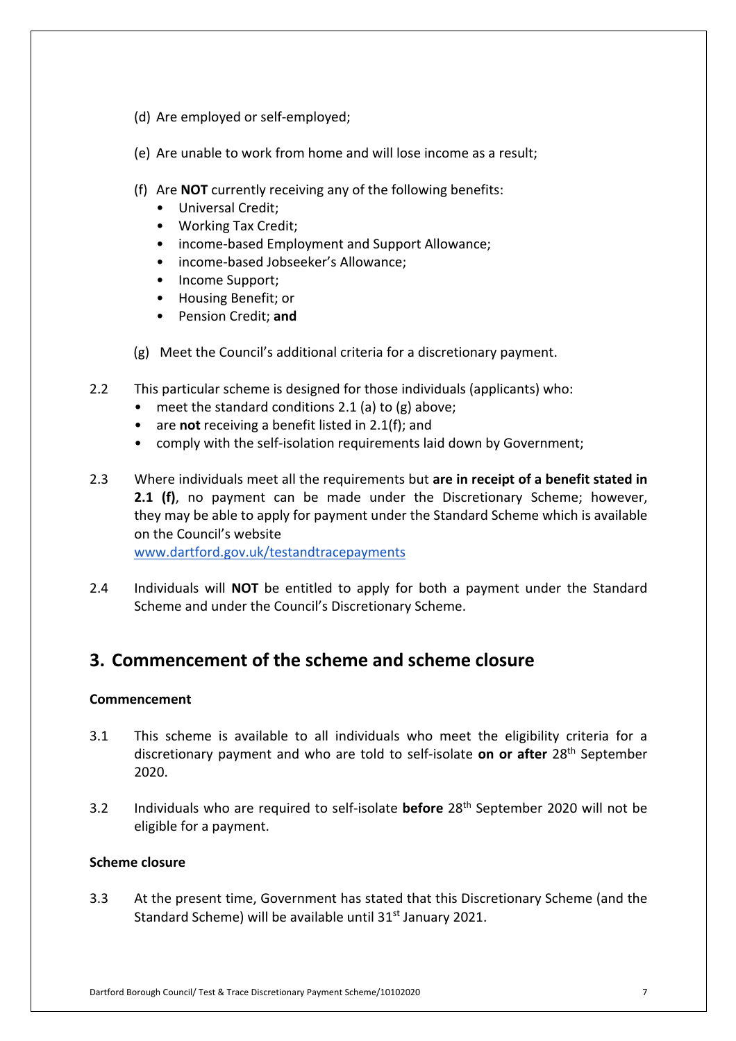(d) Are employed or self-employed;

(e) Are unable to work from home and will lose income as a result;

(f) Are **NOT** currently receiving any of the following benefits:
- Universal Credit;
- Working Tax Credit;
- income-based Employment and Support Allowance;
- income-based Jobseeker's Allowance;
- Income Support;
- Housing Benefit; or
- Pension Credit; **and**

(g) Meet the Council's additional criteria for a discretionary payment.

2.2 This particular scheme is designed for those individuals (applicants) who:
- meet the standard conditions 2.1 (a) to (g) above;
- are **not** receiving a benefit listed in 2.1(f); and
- comply with the self-isolation requirements laid down by Government;

2.3 Where individuals meet all the requirements but **are in receipt of a benefit stated in 2.1 (f)**, no payment can be made under the Discretionary Scheme; however, they may be able to apply for payment under the Standard Scheme which is available on the Council's website www.dartford.gov.uk/testandtracepayments

2.4 Individuals will **NOT** be entitled to apply for both a payment under the Standard Scheme and under the Council's Discretionary Scheme.

## 3. Commencement of the scheme and scheme closure

**Commencement**

3.1 This scheme is available to all individuals who meet the eligibility criteria for a discretionary payment and who are told to self-isolate **on or after** 28th September 2020.

3.2 Individuals who are required to self-isolate **before** 28th September 2020 will not be eligible for a payment.

**Scheme closure**

3.3 At the present time, Government has stated that this Discretionary Scheme (and the Standard Scheme) will be available until 31st January 2021.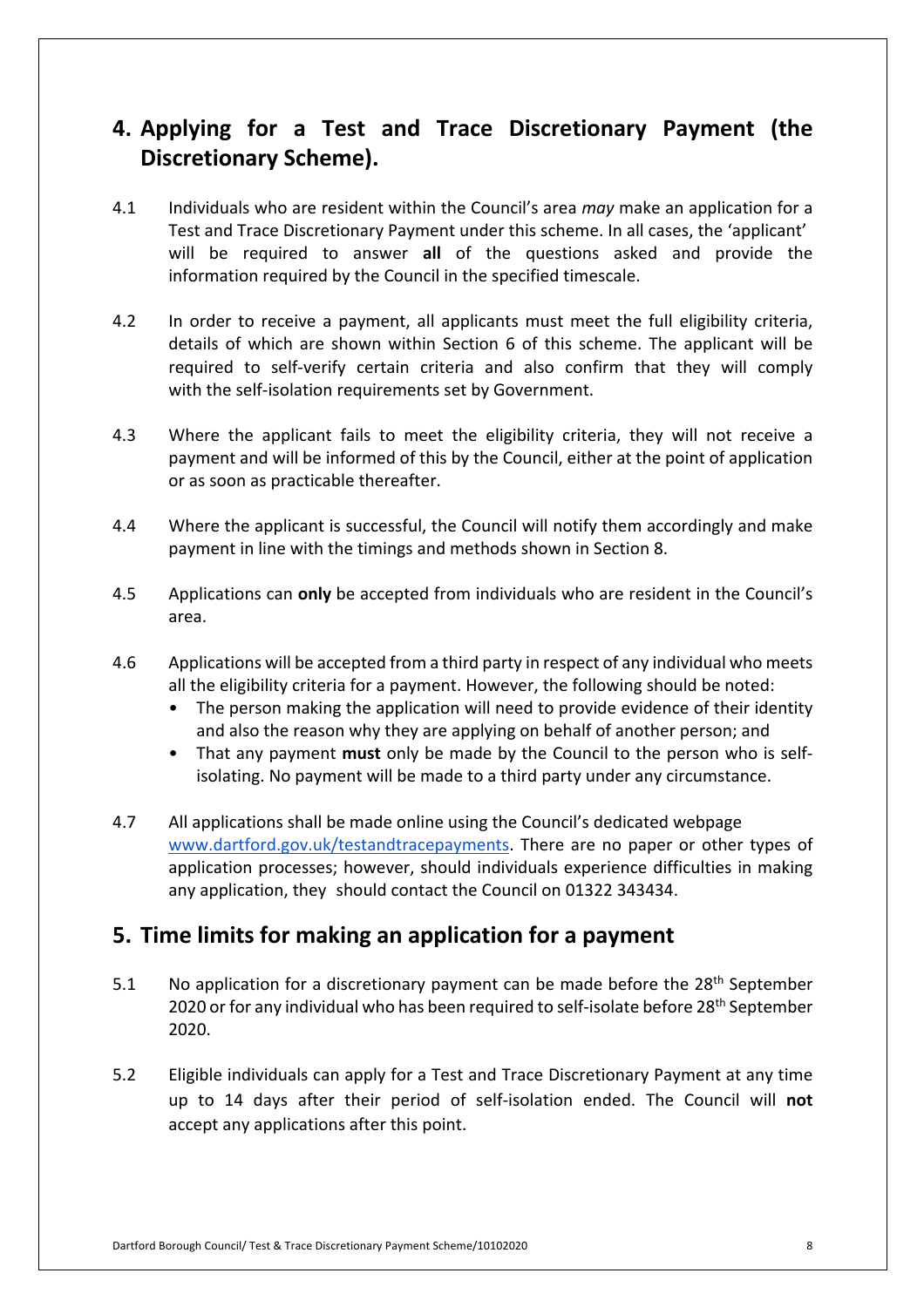## 4. Applying for a Test and Trace Discretionary Payment (the Discretionary Scheme).

4.1 Individuals who are resident within the Council's area *may* make an application for a Test and Trace Discretionary Payment under this scheme. In all cases, the 'applicant' will be required to answer **all** of the questions asked and provide the information required by the Council in the specified timescale.

4.2 In order to receive a payment, all applicants must meet the full eligibility criteria, details of which are shown within Section 6 of this scheme. The applicant will be required to self-verify certain criteria and also confirm that they will comply with the self-isolation requirements set by Government.

4.3 Where the applicant fails to meet the eligibility criteria, they will not receive a payment and will be informed of this by the Council, either at the point of application or as soon as practicable thereafter.

4.4 Where the applicant is successful, the Council will notify them accordingly and make payment in line with the timings and methods shown in Section 8.

4.5 Applications can **only** be accepted from individuals who are resident in the Council's area.

4.6 Applications will be accepted from a third party in respect of any individual who meets all the eligibility criteria for a payment. However, the following should be noted:

- The person making the application will need to provide evidence of their identity and also the reason why they are applying on behalf of another person; and
- That any payment **must** only be made by the Council to the person who is self-isolating. No payment will be made to a third party under any circumstance.

4.7 All applications shall be made online using the Council's dedicated webpage www.dartford.gov.uk/testandtracepayments. There are no paper or other types of application processes; however, should individuals experience difficulties in making any application, they should contact the Council on 01322 343434.

## 5. Time limits for making an application for a payment

5.1 No application for a discretionary payment can be made before the 28th September 2020 or for any individual who has been required to self-isolate before 28th September 2020.

5.2 Eligible individuals can apply for a Test and Trace Discretionary Payment at any time up to 14 days after their period of self-isolation ended. The Council will **not** accept any applications after this point.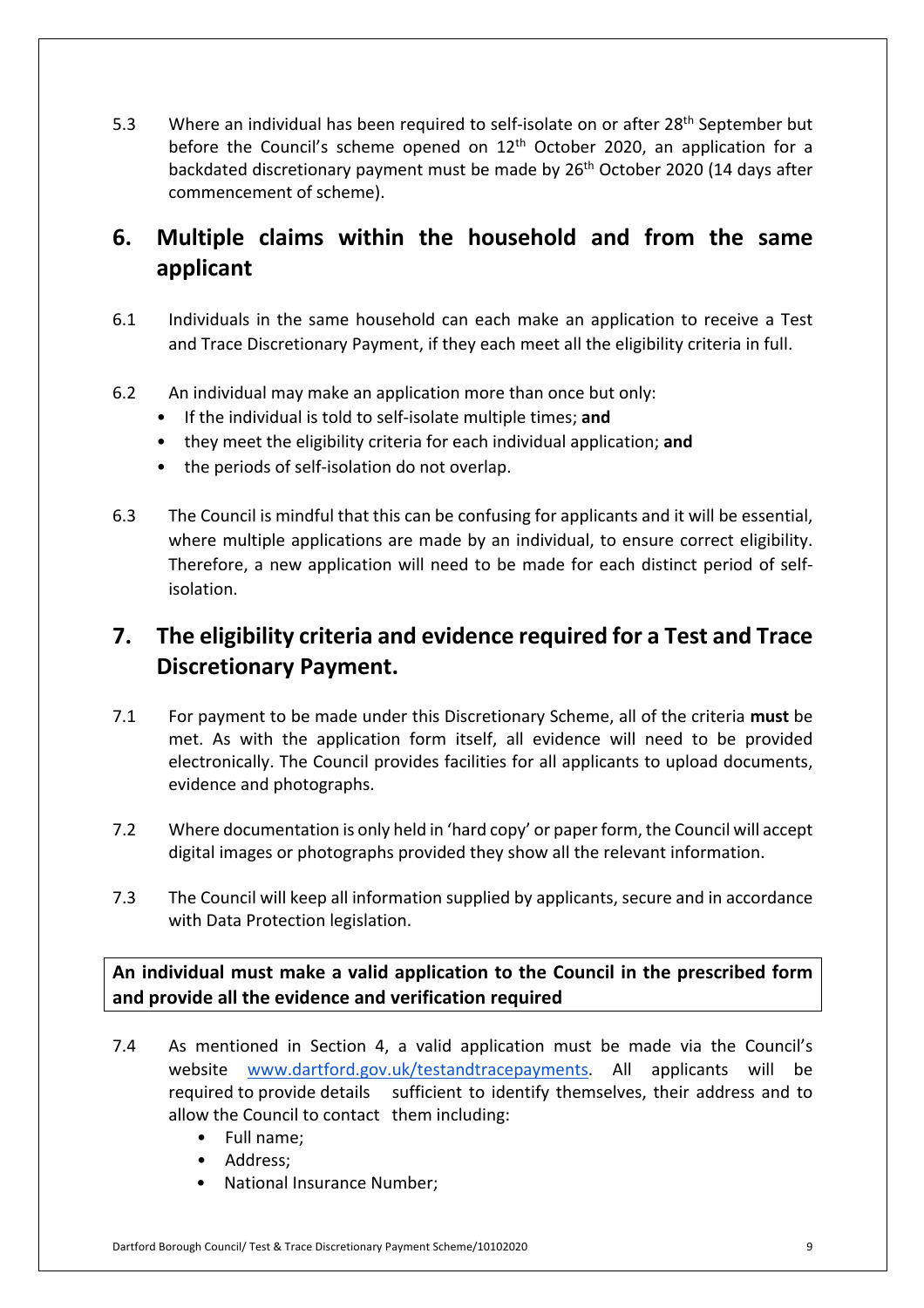5.3 Where an individual has been required to self-isolate on or after 28th September but before the Council's scheme opened on 12th October 2020, an application for a backdated discretionary payment must be made by 26th October 2020 (14 days after commencement of scheme).

## 6. Multiple claims within the household and from the same applicant

6.1 Individuals in the same household can each make an application to receive a Test and Trace Discretionary Payment, if they each meet all the eligibility criteria in full.

6.2 An individual may make an application more than once but only:

- If the individual is told to self-isolate multiple times; **and**
- they meet the eligibility criteria for each individual application; **and**
- the periods of self-isolation do not overlap.

6.3 The Council is mindful that this can be confusing for applicants and it will be essential, where multiple applications are made by an individual, to ensure correct eligibility. Therefore, a new application will need to be made for each distinct period of self-isolation.

## 7. The eligibility criteria and evidence required for a Test and Trace Discretionary Payment.

7.1 For payment to be made under this Discretionary Scheme, all of the criteria **must** be met. As with the application form itself, all evidence will need to be provided electronically. The Council provides facilities for all applicants to upload documents, evidence and photographs.

7.2 Where documentation is only held in 'hard copy' or paper form, the Council will accept digital images or photographs provided they show all the relevant information.

7.3 The Council will keep all information supplied by applicants, secure and in accordance with Data Protection legislation.

**An individual must make a valid application to the Council in the prescribed form and provide all the evidence and verification required**

7.4 As mentioned in Section 4, a valid application must be made via the Council's website www.dartford.gov.uk/testandtracepayments. All applicants will be required to provide details sufficient to identify themselves, their address and to allow the Council to contact them including:

- Full name;
- Address;
- National Insurance Number;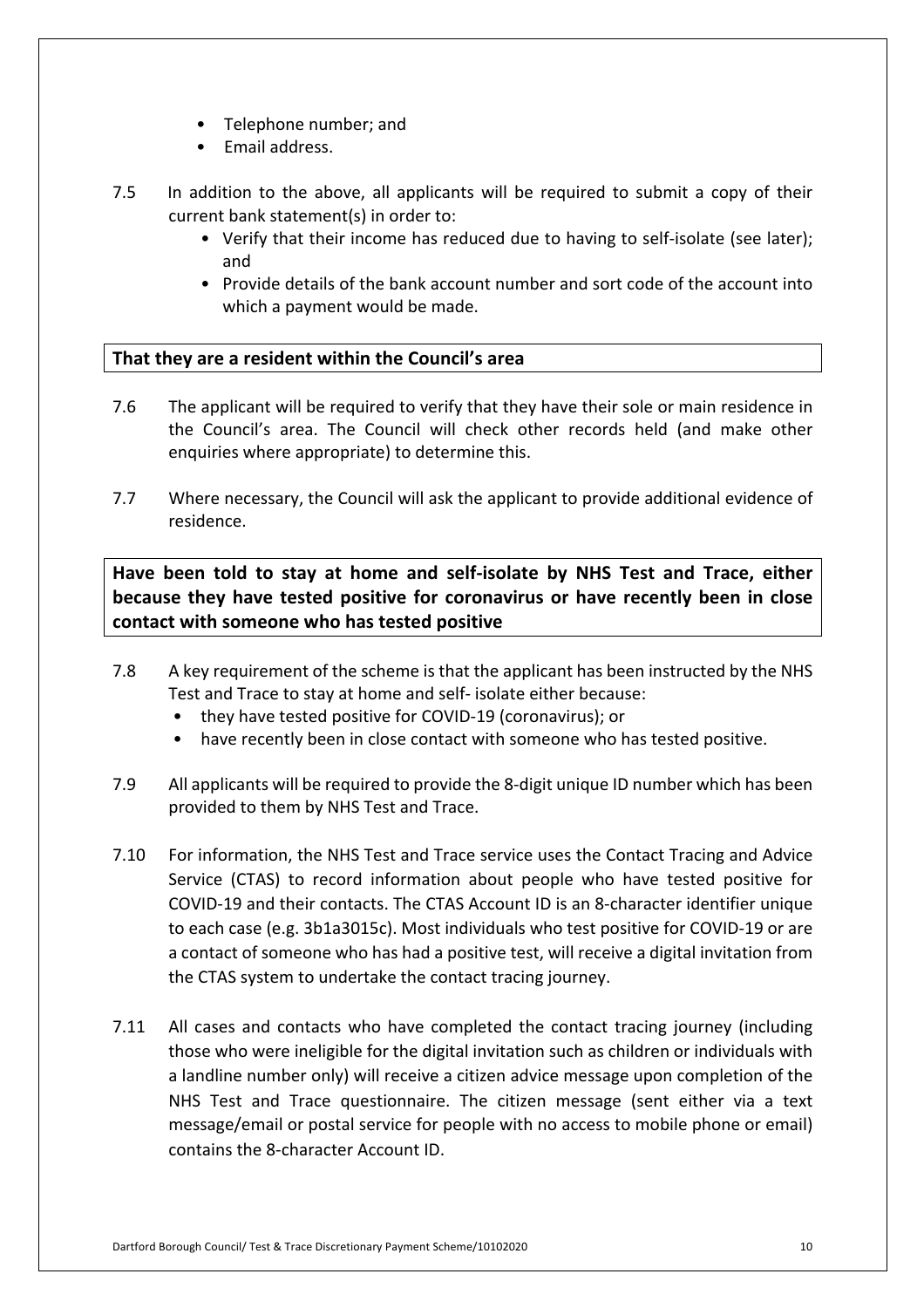- Telephone number; and
- Email address.

7.5 In addition to the above, all applicants will be required to submit a copy of their current bank statement(s) in order to:

- Verify that their income has reduced due to having to self-isolate (see later); and
- Provide details of the bank account number and sort code of the account into which a payment would be made.

**That they are a resident within the Council's area**

7.6 The applicant will be required to verify that they have their sole or main residence in the Council's area. The Council will check other records held (and make other enquiries where appropriate) to determine this.

7.7 Where necessary, the Council will ask the applicant to provide additional evidence of residence.

**Have been told to stay at home and self-isolate by NHS Test and Trace, either because they have tested positive for coronavirus or have recently been in close contact with someone who has tested positive**

7.8 A key requirement of the scheme is that the applicant has been instructed by the NHS Test and Trace to stay at home and self- isolate either because:

- they have tested positive for COVID-19 (coronavirus); or
- have recently been in close contact with someone who has tested positive.

7.9 All applicants will be required to provide the 8-digit unique ID number which has been provided to them by NHS Test and Trace.

7.10 For information, the NHS Test and Trace service uses the Contact Tracing and Advice Service (CTAS) to record information about people who have tested positive for COVID-19 and their contacts. The CTAS Account ID is an 8-character identifier unique to each case (e.g. 3b1a3015c). Most individuals who test positive for COVID-19 or are a contact of someone who has had a positive test, will receive a digital invitation from the CTAS system to undertake the contact tracing journey.

7.11 All cases and contacts who have completed the contact tracing journey (including those who were ineligible for the digital invitation such as children or individuals with a landline number only) will receive a citizen advice message upon completion of the NHS Test and Trace questionnaire. The citizen message (sent either via a text message/email or postal service for people with no access to mobile phone or email) contains the 8-character Account ID.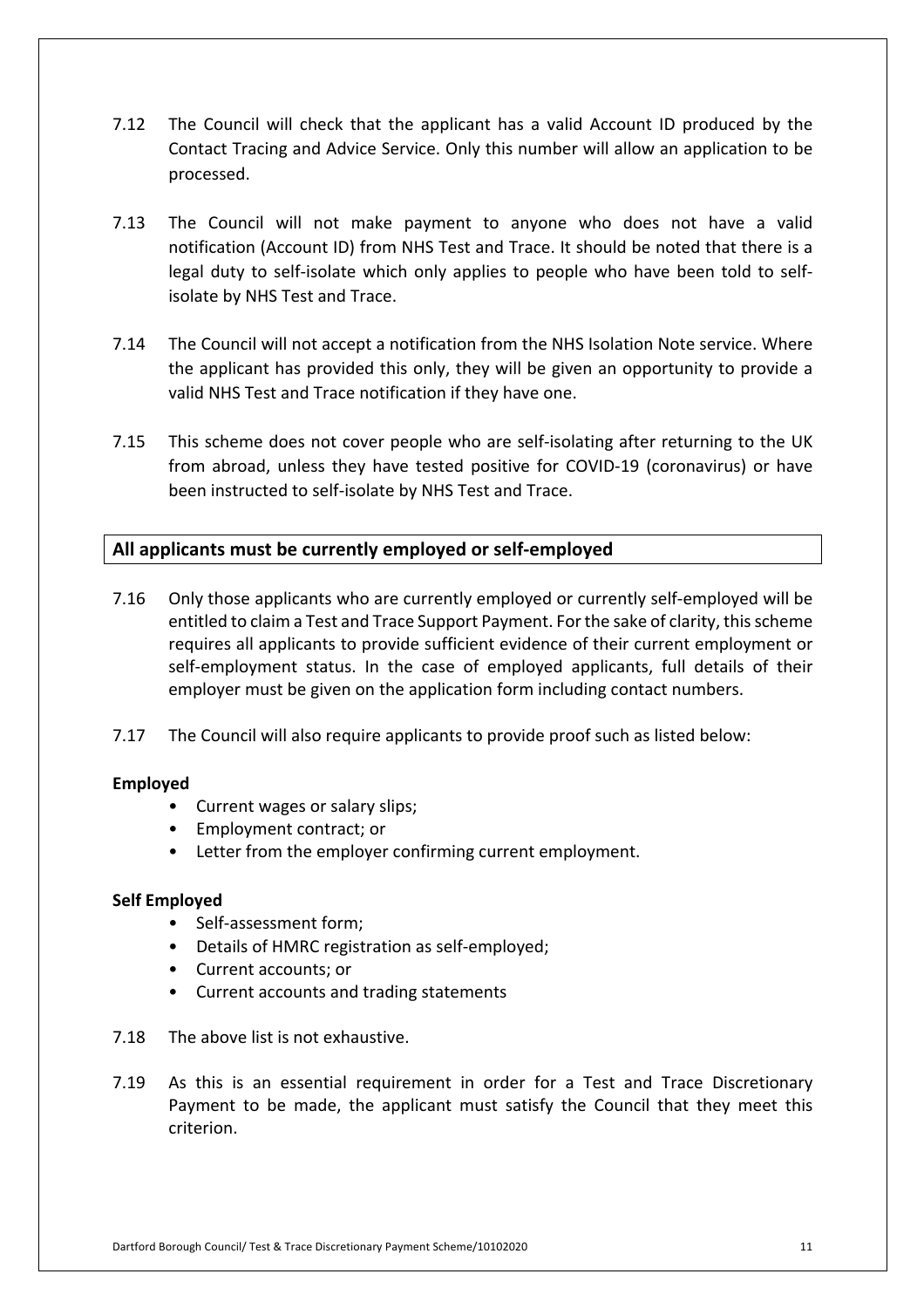7.12 The Council will check that the applicant has a valid Account ID produced by the Contact Tracing and Advice Service. Only this number will allow an application to be processed.

7.13 The Council will not make payment to anyone who does not have a valid notification (Account ID) from NHS Test and Trace. It should be noted that there is a legal duty to self-isolate which only applies to people who have been told to self-isolate by NHS Test and Trace.

7.14 The Council will not accept a notification from the NHS Isolation Note service. Where the applicant has provided this only, they will be given an opportunity to provide a valid NHS Test and Trace notification if they have one.

7.15 This scheme does not cover people who are self-isolating after returning to the UK from abroad, unless they have tested positive for COVID-19 (coronavirus) or have been instructed to self-isolate by NHS Test and Trace.

## All applicants must be currently employed or self-employed

7.16 Only those applicants who are currently employed or currently self-employed will be entitled to claim a Test and Trace Support Payment. For the sake of clarity, this scheme requires all applicants to provide sufficient evidence of their current employment or self-employment status. In the case of employed applicants, full details of their employer must be given on the application form including contact numbers.

7.17 The Council will also require applicants to provide proof such as listed below:

**Employed**

- Current wages or salary slips;
- Employment contract; or
- Letter from the employer confirming current employment.

**Self Employed**

- Self-assessment form;
- Details of HMRC registration as self-employed;
- Current accounts; or
- Current accounts and trading statements

7.18 The above list is not exhaustive.

7.19 As this is an essential requirement in order for a Test and Trace Discretionary Payment to be made, the applicant must satisfy the Council that they meet this criterion.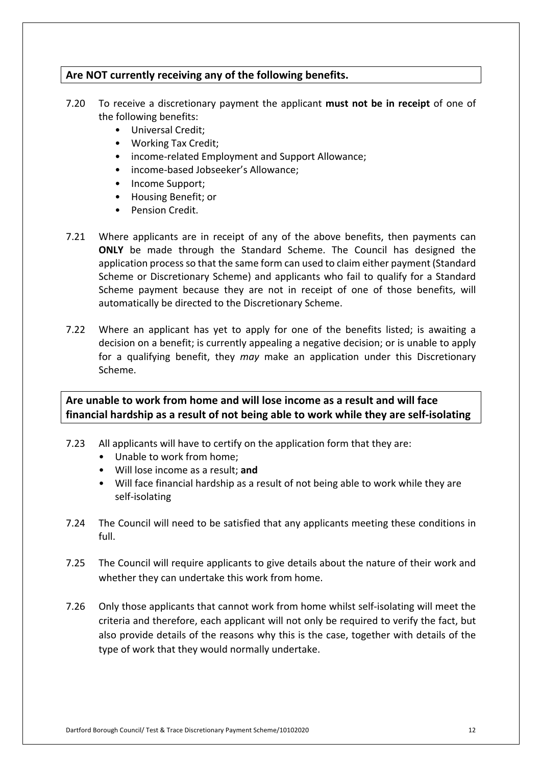## Are NOT currently receiving any of the following benefits.

7.20 To receive a discretionary payment the applicant **must not be in receipt** of one of the following benefits:

- Universal Credit;
- Working Tax Credit;
- income-related Employment and Support Allowance;
- income-based Jobseeker's Allowance;
- Income Support;
- Housing Benefit; or
- Pension Credit.

7.21 Where applicants are in receipt of any of the above benefits, then payments can **ONLY** be made through the Standard Scheme. The Council has designed the application process so that the same form can used to claim either payment (Standard Scheme or Discretionary Scheme) and applicants who fail to qualify for a Standard Scheme payment because they are not in receipt of one of those benefits, will automatically be directed to the Discretionary Scheme.

7.22 Where an applicant has yet to apply for one of the benefits listed; is awaiting a decision on a benefit; is currently appealing a negative decision; or is unable to apply for a qualifying benefit, they *may* make an application under this Discretionary Scheme.

## Are unable to work from home and will lose income as a result and will face financial hardship as a result of not being able to work while they are self-isolating

7.23 All applicants will have to certify on the application form that they are:

- Unable to work from home;
- Will lose income as a result; **and**
- Will face financial hardship as a result of not being able to work while they are self-isolating

7.24 The Council will need to be satisfied that any applicants meeting these conditions in full.

7.25 The Council will require applicants to give details about the nature of their work and whether they can undertake this work from home.

7.26 Only those applicants that cannot work from home whilst self-isolating will meet the criteria and therefore, each applicant will not only be required to verify the fact, but also provide details of the reasons why this is the case, together with details of the type of work that they would normally undertake.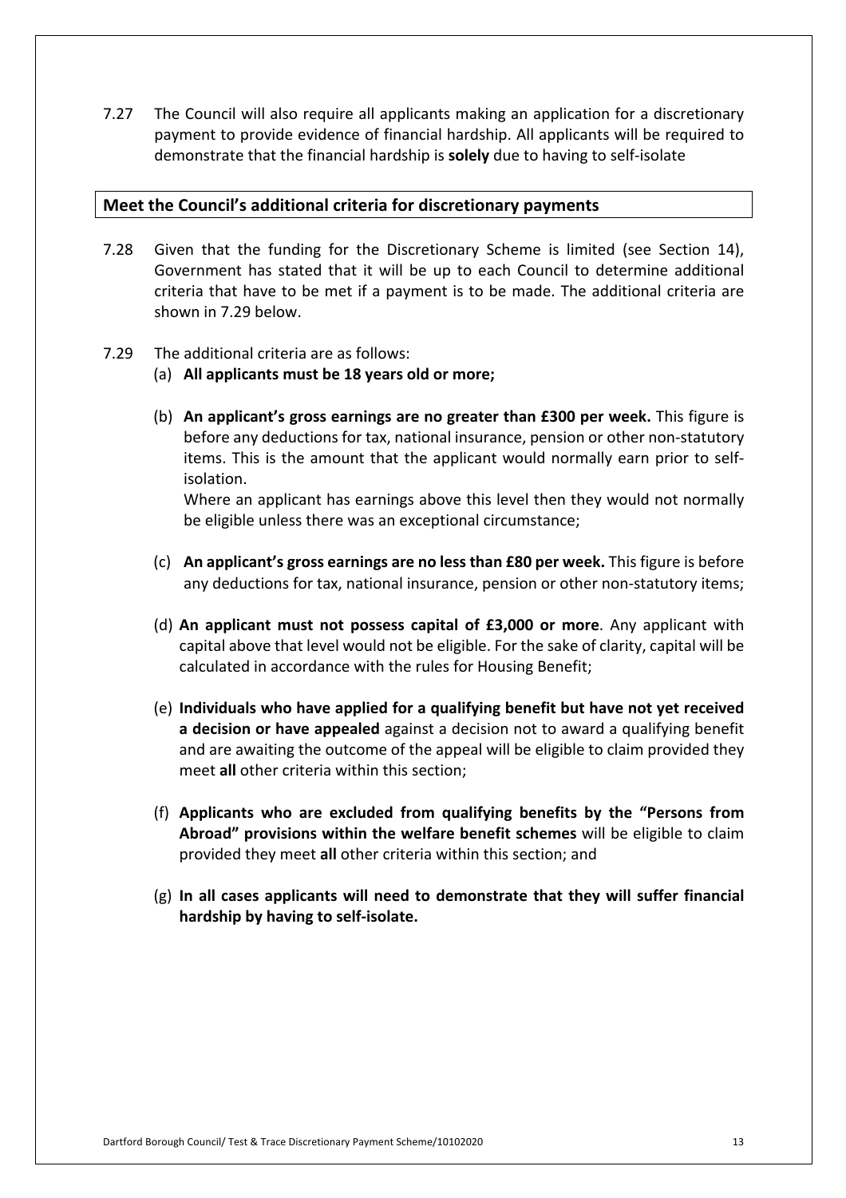7.27 The Council will also require all applicants making an application for a discretionary payment to provide evidence of financial hardship. All applicants will be required to demonstrate that the financial hardship is **solely** due to having to self-isolate

## Meet the Council's additional criteria for discretionary payments

7.28 Given that the funding for the Discretionary Scheme is limited (see Section 14), Government has stated that it will be up to each Council to determine additional criteria that have to be met if a payment is to be made. The additional criteria are shown in 7.29 below.

7.29 The additional criteria are as follows:

(a) **All applicants must be 18 years old or more;**

(b) **An applicant's gross earnings are no greater than £300 per week.** This figure is before any deductions for tax, national insurance, pension or other non-statutory items. This is the amount that the applicant would normally earn prior to self-isolation.
Where an applicant has earnings above this level then they would not normally be eligible unless there was an exceptional circumstance;

(c) **An applicant's gross earnings are no less than £80 per week.** This figure is before any deductions for tax, national insurance, pension or other non-statutory items;

(d) **An applicant must not possess capital of £3,000 or more**. Any applicant with capital above that level would not be eligible. For the sake of clarity, capital will be calculated in accordance with the rules for Housing Benefit;

(e) **Individuals who have applied for a qualifying benefit but have not yet received a decision or have appealed** against a decision not to award a qualifying benefit and are awaiting the outcome of the appeal will be eligible to claim provided they meet **all** other criteria within this section;

(f) **Applicants who are excluded from qualifying benefits by the "Persons from Abroad" provisions within the welfare benefit schemes** will be eligible to claim provided they meet **all** other criteria within this section; and

(g) **In all cases applicants will need to demonstrate that they will suffer financial hardship by having to self-isolate.**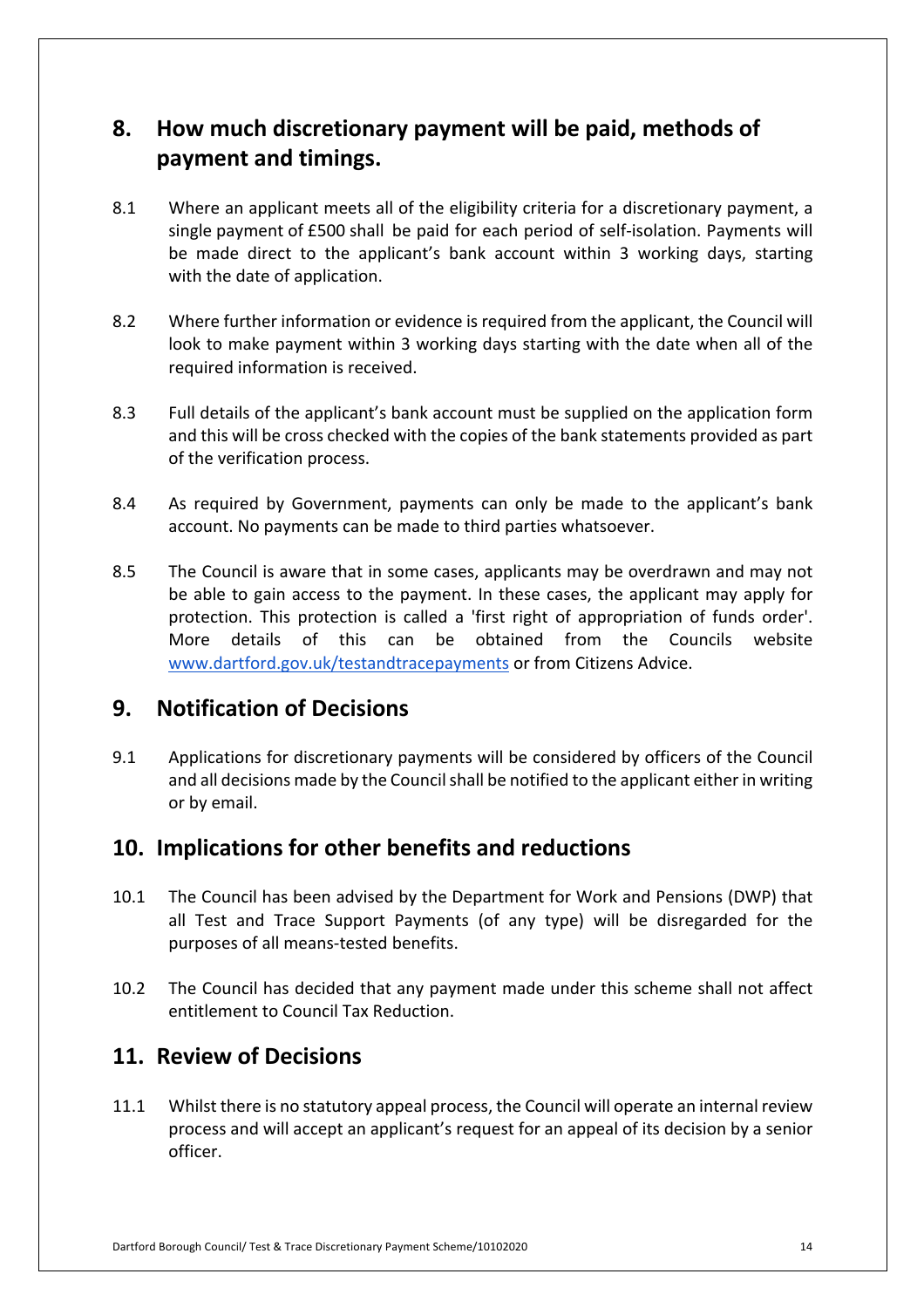## 8. How much discretionary payment will be paid, methods of payment and timings.

8.1 Where an applicant meets all of the eligibility criteria for a discretionary payment, a single payment of £500 shall be paid for each period of self-isolation. Payments will be made direct to the applicant's bank account within 3 working days, starting with the date of application.

8.2 Where further information or evidence is required from the applicant, the Council will look to make payment within 3 working days starting with the date when all of the required information is received.

8.3 Full details of the applicant's bank account must be supplied on the application form and this will be cross checked with the copies of the bank statements provided as part of the verification process.

8.4 As required by Government, payments can only be made to the applicant's bank account. No payments can be made to third parties whatsoever.

8.5 The Council is aware that in some cases, applicants may be overdrawn and may not be able to gain access to the payment. In these cases, the applicant may apply for protection. This protection is called a 'first right of appropriation of funds order'. More details of this can be obtained from the Councils website [www.dartford.gov.uk/testandtracepayments](www.dartford.gov.uk/testandtracepayments) or from Citizens Advice.

## 9. Notification of Decisions

9.1 Applications for discretionary payments will be considered by officers of the Council and all decisions made by the Council shall be notified to the applicant either in writing or by email.

## 10. Implications for other benefits and reductions

10.1 The Council has been advised by the Department for Work and Pensions (DWP) that all Test and Trace Support Payments (of any type) will be disregarded for the purposes of all means-tested benefits.

10.2 The Council has decided that any payment made under this scheme shall not affect entitlement to Council Tax Reduction.

## 11. Review of Decisions

11.1 Whilst there is no statutory appeal process, the Council will operate an internal review process and will accept an applicant's request for an appeal of its decision by a senior officer.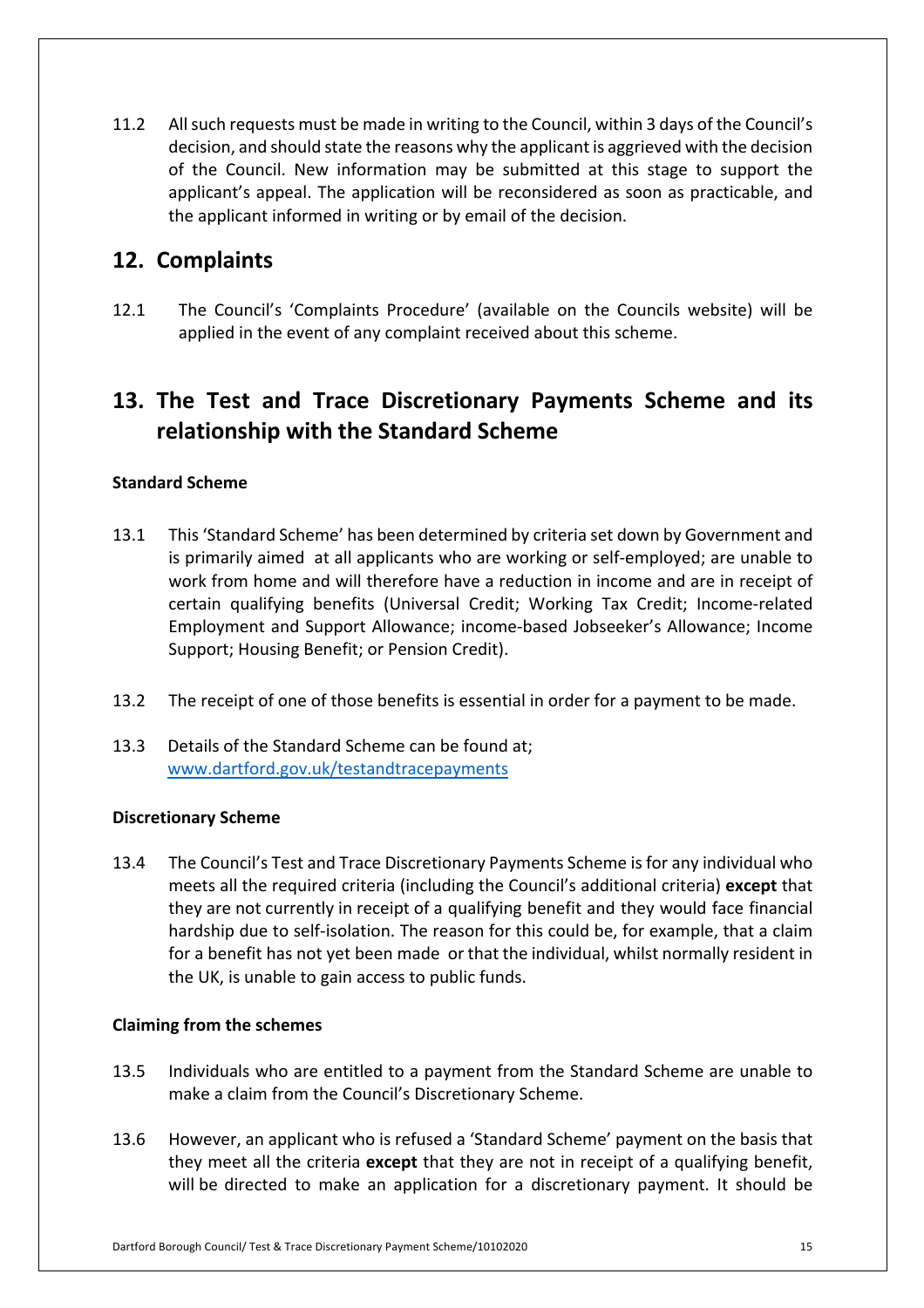11.2 All such requests must be made in writing to the Council, within 3 days of the Council's decision, and should state the reasons why the applicant is aggrieved with the decision of the Council. New information may be submitted at this stage to support the applicant's appeal. The application will be reconsidered as soon as practicable, and the applicant informed in writing or by email of the decision.

## 12. Complaints

12.1 The Council's 'Complaints Procedure' (available on the Councils website) will be applied in the event of any complaint received about this scheme.

## 13. The Test and Trace Discretionary Payments Scheme and its relationship with the Standard Scheme

**Standard Scheme**

13.1 This 'Standard Scheme' has been determined by criteria set down by Government and is primarily aimed at all applicants who are working or self-employed; are unable to work from home and will therefore have a reduction in income and are in receipt of certain qualifying benefits (Universal Credit; Working Tax Credit; Income-related Employment and Support Allowance; income-based Jobseeker's Allowance; Income Support; Housing Benefit; or Pension Credit).

13.2 The receipt of one of those benefits is essential in order for a payment to be made.

13.3 Details of the Standard Scheme can be found at; [www.dartford.gov.uk/testandtracepayments](www.dartford.gov.uk/testandtracepayments)

**Discretionary Scheme**

13.4 The Council's Test and Trace Discretionary Payments Scheme is for any individual who meets all the required criteria (including the Council's additional criteria) **except** that they are not currently in receipt of a qualifying benefit and they would face financial hardship due to self-isolation. The reason for this could be, for example, that a claim for a benefit has not yet been made or that the individual, whilst normally resident in the UK, is unable to gain access to public funds.

**Claiming from the schemes**

13.5 Individuals who are entitled to a payment from the Standard Scheme are unable to make a claim from the Council's Discretionary Scheme.

13.6 However, an applicant who is refused a 'Standard Scheme' payment on the basis that they meet all the criteria **except** that they are not in receipt of a qualifying benefit, will be directed to make an application for a discretionary payment. It should be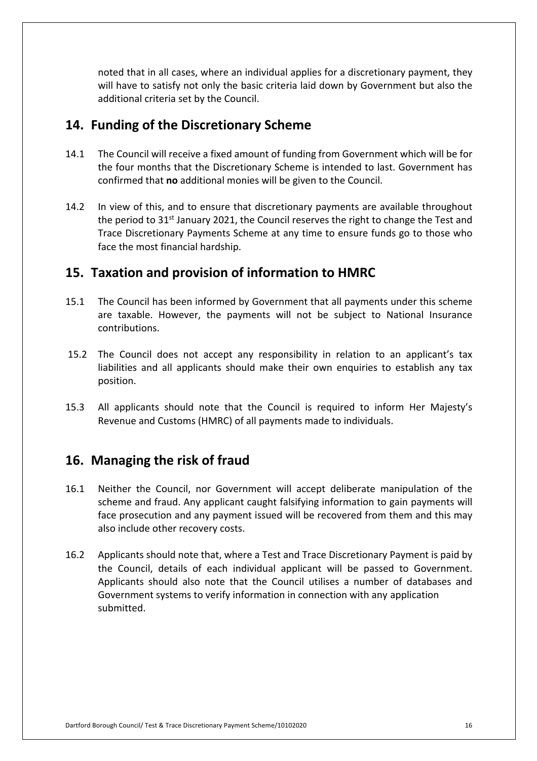noted that in all cases, where an individual applies for a discretionary payment, they will have to satisfy not only the basic criteria laid down by Government but also the additional criteria set by the Council.

## 14. Funding of the Discretionary Scheme

14.1 The Council will receive a fixed amount of funding from Government which will be for the four months that the Discretionary Scheme is intended to last. Government has confirmed that **no** additional monies will be given to the Council.

14.2 In view of this, and to ensure that discretionary payments are available throughout the period to 31st January 2021, the Council reserves the right to change the Test and Trace Discretionary Payments Scheme at any time to ensure funds go to those who face the most financial hardship.

## 15. Taxation and provision of information to HMRC

15.1 The Council has been informed by Government that all payments under this scheme are taxable. However, the payments will not be subject to National Insurance contributions.

15.2 The Council does not accept any responsibility in relation to an applicant's tax liabilities and all applicants should make their own enquiries to establish any tax position.

15.3 All applicants should note that the Council is required to inform Her Majesty's Revenue and Customs (HMRC) of all payments made to individuals.

## 16. Managing the risk of fraud

16.1 Neither the Council, nor Government will accept deliberate manipulation of the scheme and fraud. Any applicant caught falsifying information to gain payments will face prosecution and any payment issued will be recovered from them and this may also include other recovery costs.

16.2 Applicants should note that, where a Test and Trace Discretionary Payment is paid by the Council, details of each individual applicant will be passed to Government. Applicants should also note that the Council utilises a number of databases and Government systems to verify information in connection with any application submitted.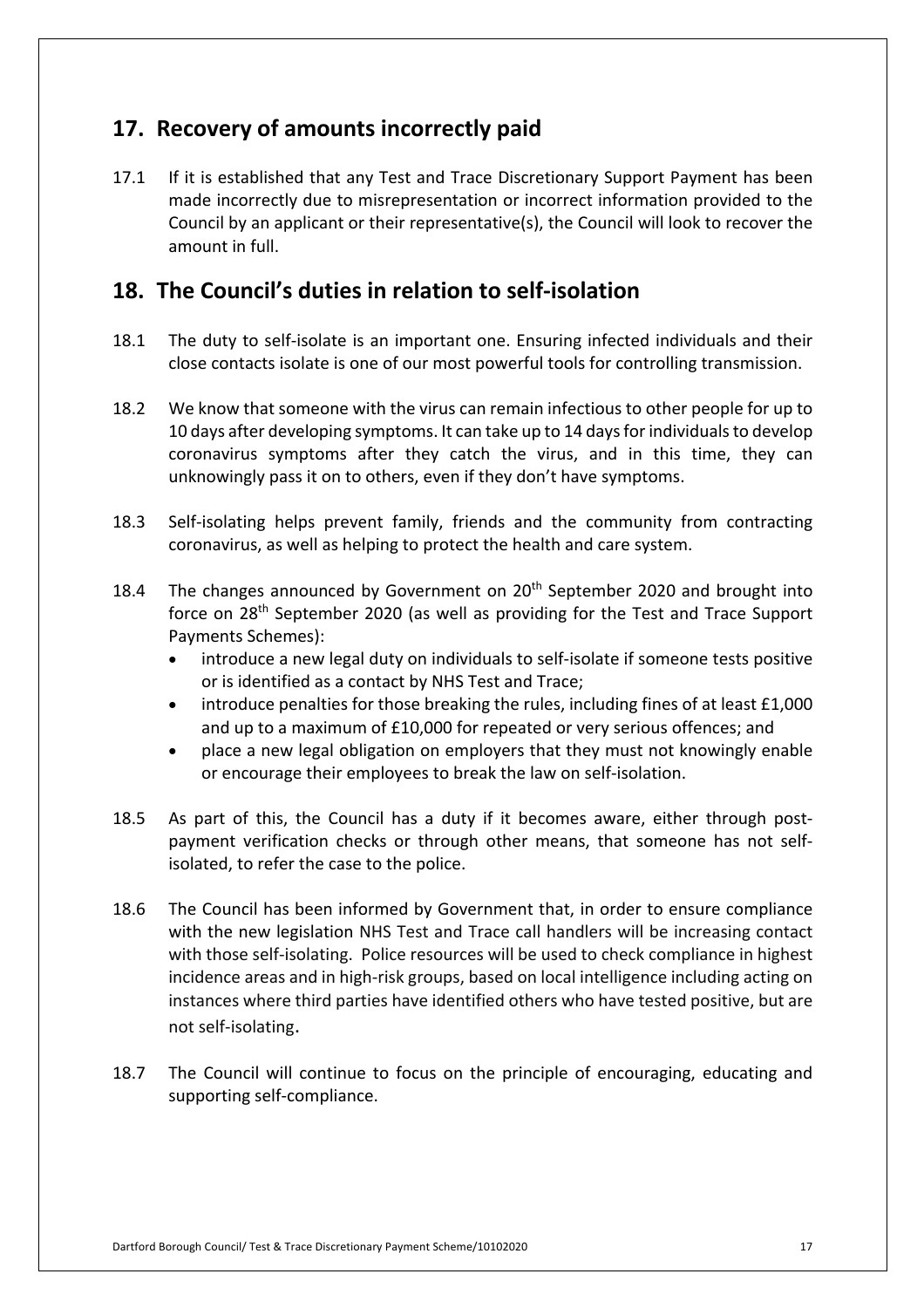## 17. Recovery of amounts incorrectly paid

17.1 If it is established that any Test and Trace Discretionary Support Payment has been made incorrectly due to misrepresentation or incorrect information provided to the Council by an applicant or their representative(s), the Council will look to recover the amount in full.

## 18. The Council's duties in relation to self-isolation

18.1 The duty to self-isolate is an important one. Ensuring infected individuals and their close contacts isolate is one of our most powerful tools for controlling transmission.

18.2 We know that someone with the virus can remain infectious to other people for up to 10 days after developing symptoms. It can take up to 14 days for individuals to develop coronavirus symptoms after they catch the virus, and in this time, they can unknowingly pass it on to others, even if they don't have symptoms.

18.3 Self-isolating helps prevent family, friends and the community from contracting coronavirus, as well as helping to protect the health and care system.

18.4 The changes announced by Government on 20th September 2020 and brought into force on 28th September 2020 (as well as providing for the Test and Trace Support Payments Schemes):

- introduce a new legal duty on individuals to self-isolate if someone tests positive or is identified as a contact by NHS Test and Trace;
- introduce penalties for those breaking the rules, including fines of at least £1,000 and up to a maximum of £10,000 for repeated or very serious offences; and
- place a new legal obligation on employers that they must not knowingly enable or encourage their employees to break the law on self-isolation.

18.5 As part of this, the Council has a duty if it becomes aware, either through post-payment verification checks or through other means, that someone has not self-isolated, to refer the case to the police.

18.6 The Council has been informed by Government that, in order to ensure compliance with the new legislation NHS Test and Trace call handlers will be increasing contact with those self-isolating. Police resources will be used to check compliance in highest incidence areas and in high-risk groups, based on local intelligence including acting on instances where third parties have identified others who have tested positive, but are not self-isolating.

18.7 The Council will continue to focus on the principle of encouraging, educating and supporting self-compliance.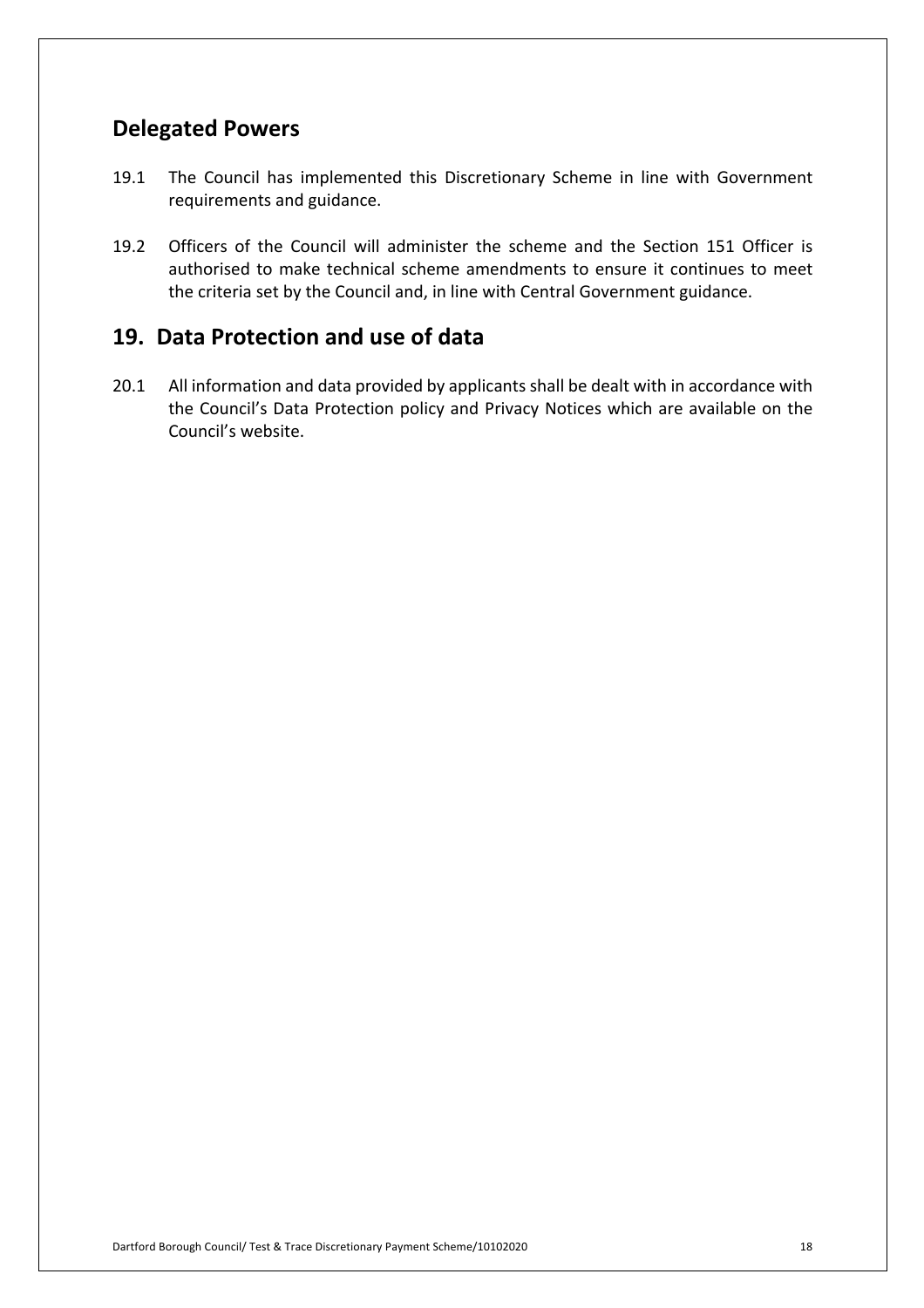## Delegated Powers

19.1 The Council has implemented this Discretionary Scheme in line with Government requirements and guidance.

19.2 Officers of the Council will administer the scheme and the Section 151 Officer is authorised to make technical scheme amendments to ensure it continues to meet the criteria set by the Council and, in line with Central Government guidance.

## 19. Data Protection and use of data

20.1 All information and data provided by applicants shall be dealt with in accordance with the Council's Data Protection policy and Privacy Notices which are available on the Council's website.